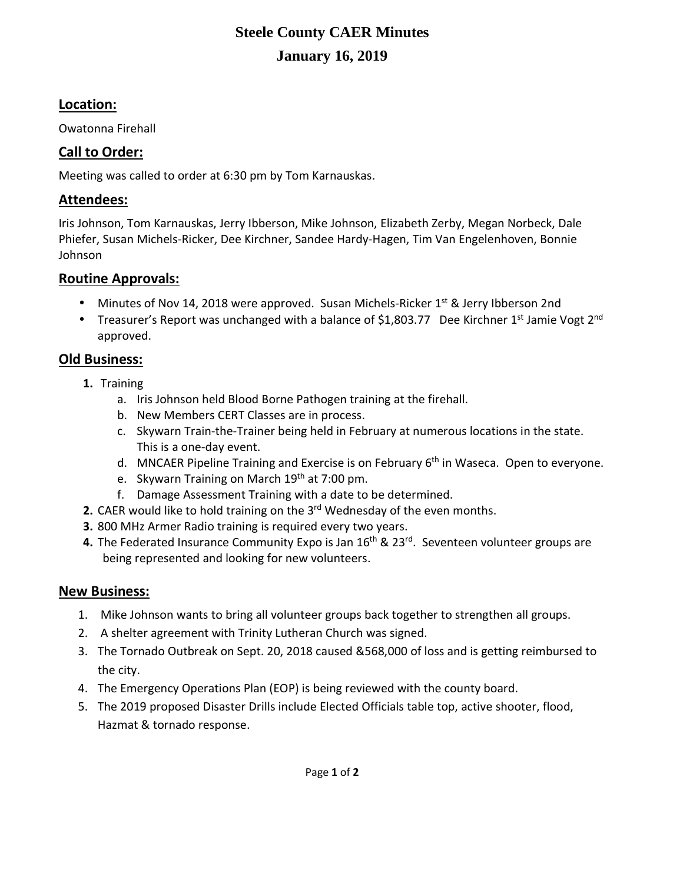# Steele County CAER Minutes

## January 16, 2019

### Location:

Owatonna Firehall

### Call to Order:

Meeting was called to order at 6:30 pm by Tom Karnauskas.

### Attendees:

Iris Johnson, Tom Karnauskas, Jerry Ibberson, Mike Johnson, Elizabeth Zerby, Megan Norbeck, Dale Phiefer, Susan Michels-Ricker, Dee Kirchner, Sandee Hardy-Hagen, Tim Van Engelenhoven, Bonnie Johnson

### Routine Approvals:

- Minutes of Nov 14, 2018 were approved. Susan Michels-Ricker 1st & Jerry Ibberson 2nd
- Treasurer's Report was unchanged with a balance of $1,803.77 Dee Kirchner 1st Jamie Vogt 2nd approved.

### Old Business:

1. Training
   a. Iris Johnson held Blood Borne Pathogen training at the firehall.
   b. New Members CERT Classes are in process.
   c. Skywarn Train-the-Trainer being held in February at numerous locations in the state. This is a one-day event.
   d. MNCAER Pipeline Training and Exercise is on February 6th in Waseca. Open to everyone.
   e. Skywarn Training on March 19th at 7:00 pm.
   f. Damage Assessment Training with a date to be determined.
2. CAER would like to hold training on the 3rd Wednesday of the even months.
3. 800 MHz Armer Radio training is required every two years.
4. The Federated Insurance Community Expo is Jan 16th & 23rd. Seventeen volunteer groups are being represented and looking for new volunteers.

### New Business:

1. Mike Johnson wants to bring all volunteer groups back together to strengthen all groups.
2. A shelter agreement with Trinity Lutheran Church was signed.
3. The Tornado Outbreak on Sept. 20, 2018 caused &568,000 of loss and is getting reimbursed to the city.
4. The Emergency Operations Plan (EOP) is being reviewed with the county board.
5. The 2019 proposed Disaster Drills include Elected Officials table top, active shooter, flood, Hazmat & tornado response.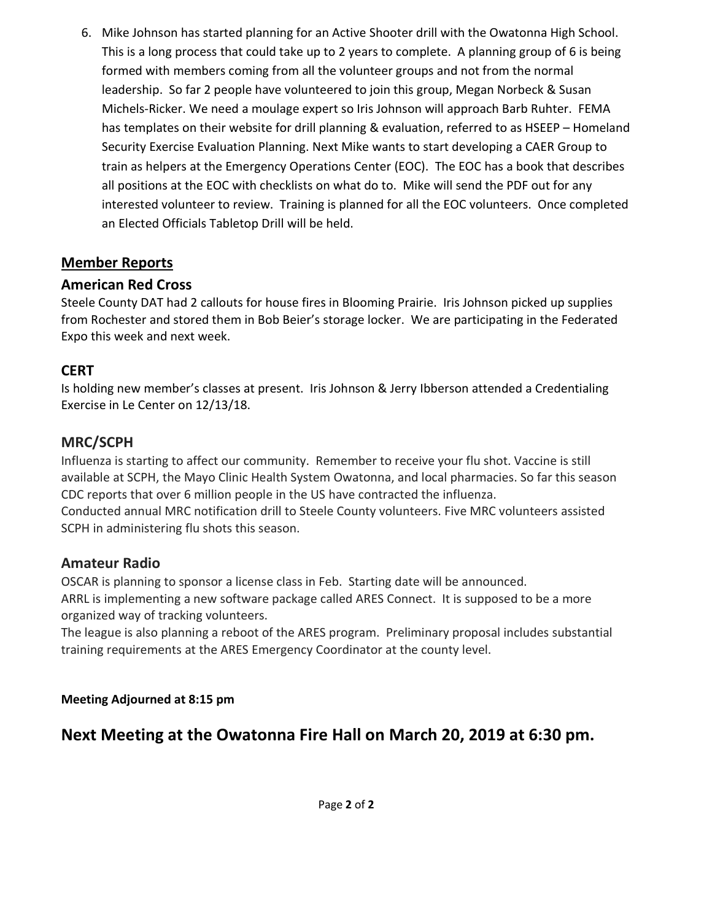6. Mike Johnson has started planning for an Active Shooter drill with the Owatonna High School. This is a long process that could take up to 2 years to complete. A planning group of 6 is being formed with members coming from all the volunteer groups and not from the normal leadership. So far 2 people have volunteered to join this group, Megan Norbeck & Susan Michels-Ricker. We need a moulage expert so Iris Johnson will approach Barb Ruhter. FEMA has templates on their website for drill planning & evaluation, referred to as HSEEP – Homeland Security Exercise Evaluation Planning. Next Mike wants to start developing a CAER Group to train as helpers at the Emergency Operations Center (EOC). The EOC has a book that describes all positions at the EOC with checklists on what do to. Mike will send the PDF out for any interested volunteer to review. Training is planned for all the EOC volunteers. Once completed an Elected Officials Tabletop Drill will be held.

## Member Reports

### American Red Cross

Steele County DAT had 2 callouts for house fires in Blooming Prairie. Iris Johnson picked up supplies from Rochester and stored them in Bob Beier's storage locker. We are participating in the Federated Expo this week and next week.

### CERT

Is holding new member's classes at present. Iris Johnson & Jerry Ibberson attended a Credentialing Exercise in Le Center on 12/13/18.

### MRC/SCPH

Influenza is starting to affect our community. Remember to receive your flu shot. Vaccine is still available at SCPH, the Mayo Clinic Health System Owatonna, and local pharmacies. So far this season CDC reports that over 6 million people in the US have contracted the influenza.
Conducted annual MRC notification drill to Steele County volunteers. Five MRC volunteers assisted SCPH in administering flu shots this season.

### Amateur Radio

OSCAR is planning to sponsor a license class in Feb. Starting date will be announced.
ARRL is implementing a new software package called ARES Connect. It is supposed to be a more organized way of tracking volunteers.
The league is also planning a reboot of the ARES program. Preliminary proposal includes substantial training requirements at the ARES Emergency Coordinator at the county level.

**Meeting Adjourned at 8:15 pm**

## Next Meeting at the Owatonna Fire Hall on March 20, 2019 at 6:30 pm.